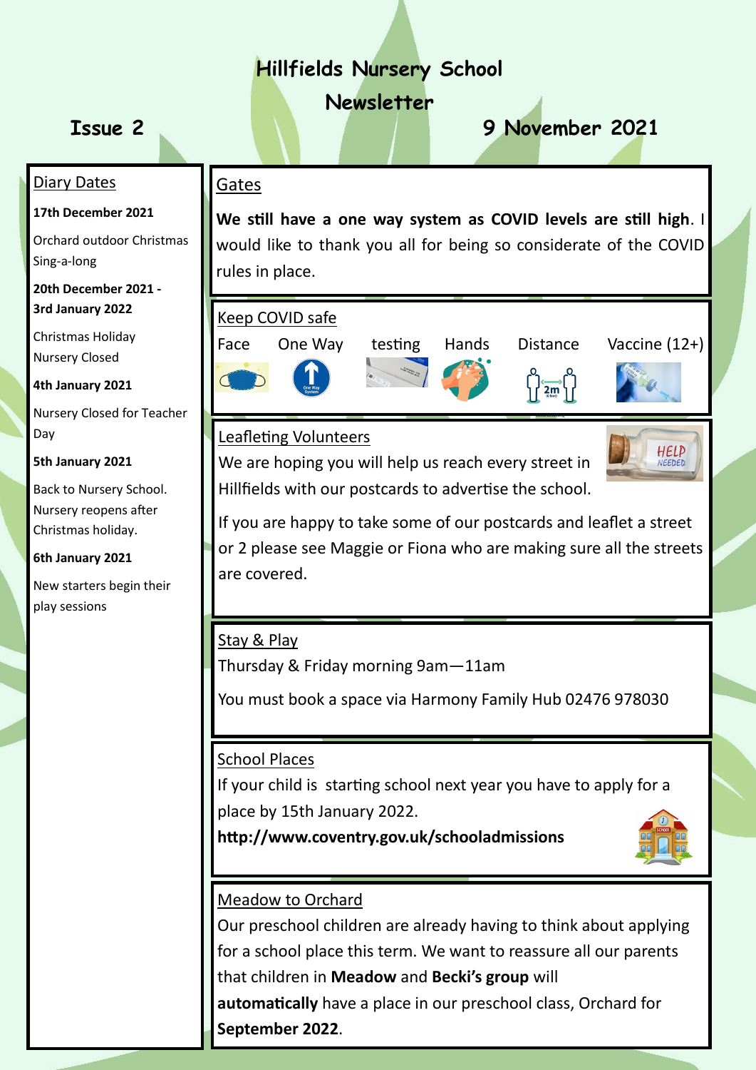# Hillfields Nursery School Newsletter

**Issue 2** — **9 November 2021**

## Diary Dates

**17th December 2021**

Orchard outdoor Christmas Sing-a-long

**20th December 2021 - 3rd January 2022**

Christmas Holiday Nursery Closed

**4th January 2021**

Nursery Closed for Teacher Day

**5th January 2021**

Back to Nursery School. Nursery reopens after Christmas holiday.

**6th January 2021**

New starters begin their play sessions

## Gates

**We still have a one way system as COVID levels are still high**. I would like to thank you all for being so considerate of the COVID rules in place.

## Keep COVID safe

Face | One Way | testing | Hands | Distance | Vaccine (12+)

## Leafleting Volunteers

We are hoping you will help us reach every street in Hillfields with our postcards to advertise the school.

If you are happy to take some of our postcards and leaflet a street or 2 please see Maggie or Fiona who are making sure all the streets are covered.

## Stay & Play

Thursday & Friday morning 9am—11am

You must book a space via Harmony Family Hub 02476 978030

## School Places

If your child is starting school next year you have to apply for a place by 15th January 2022.

**http://www.coventry.gov.uk/schooladmissions**

## Meadow to Orchard

Our preschool children are already having to think about applying for a school place this term. We want to reassure all our parents that children in **Meadow** and **Becki's group** will **automatically** have a place in our preschool class, Orchard for **September 2022**.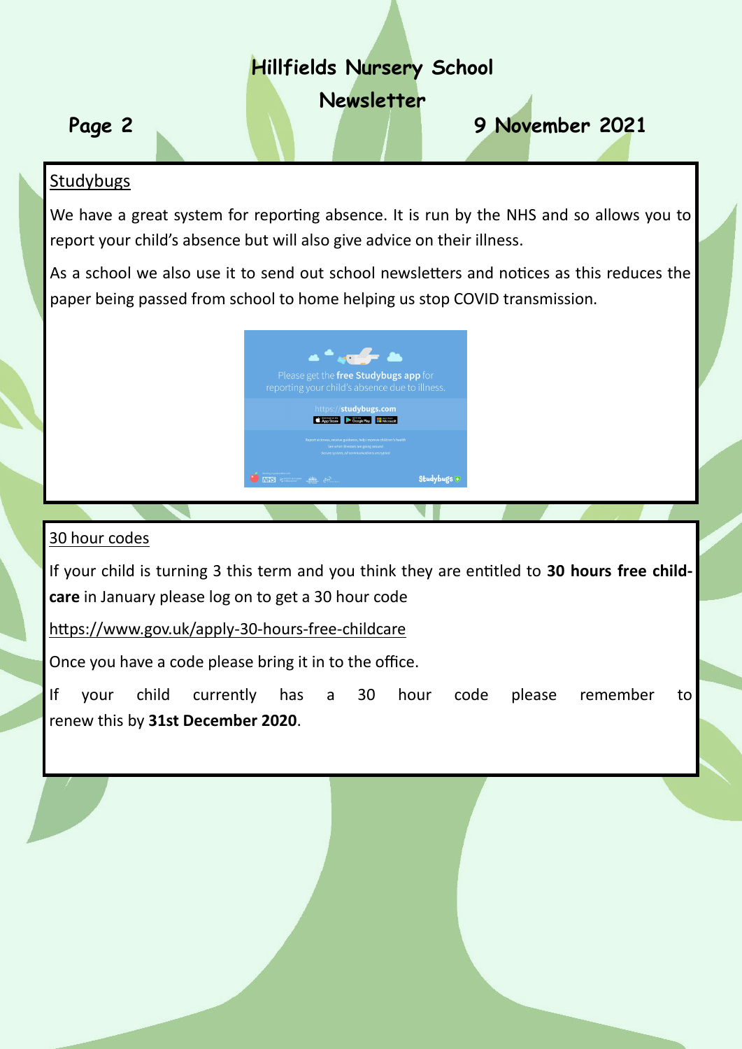## Studybugs

We have a great system for reporting absence. It is run by the NHS and so allows you to report your child's absence but will also give advice on their illness.

As a school we also use it to send out school newsletters and notices as this reduces the paper being passed from school to home helping us stop COVID transmission.

## 30 hour codes

If your child is turning 3 this term and you think they are entitled to **30 hours free childcare** in January please log on to get a 30 hour code

https://www.gov.uk/apply-30-hours-free-childcare

Once you have a code please bring it in to the office.

If your child currently has a 30 hour code please remember to renew this by **31st December 2020**.